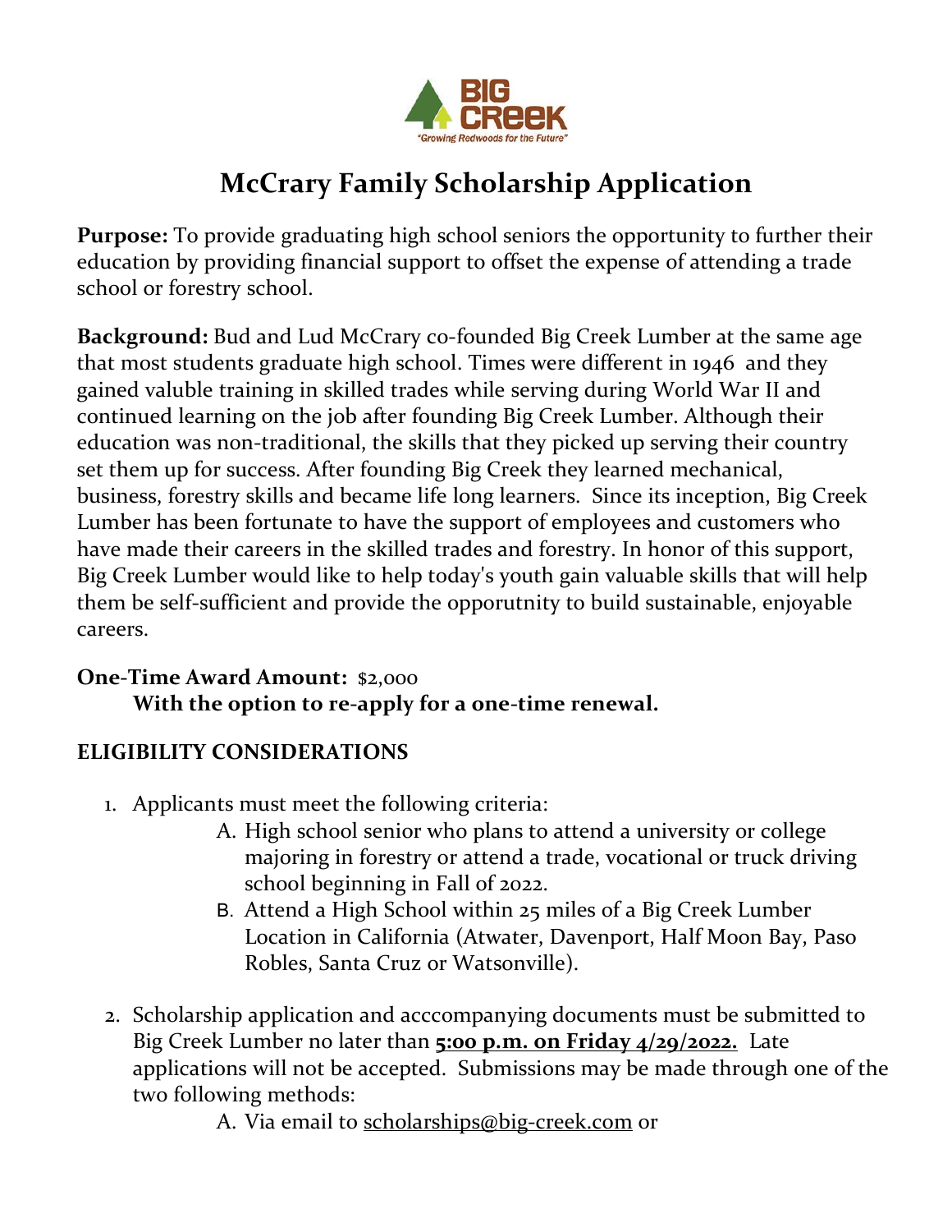BIG CREEK

"Growing Redwoods for the Future"

# McCrary Family Scholarship Application

**Purpose:** To provide graduating high school seniors the opportunity to further their education by providing financial support to offset the expense of attending a trade school or forestry school.

**Background:** Bud and Lud McCrary co-founded Big Creek Lumber at the same age that most students graduate high school. Times were different in 1946 and they gained valuble training in skilled trades while serving during World War II and continued learning on the job after founding Big Creek Lumber. Although their education was non-traditional, the skills that they picked up serving their country set them up for success. After founding Big Creek they learned mechanical, business, forestry skills and became life long learners. Since its inception, Big Creek Lumber has been fortunate to have the support of employees and customers who have made their careers in the skilled trades and forestry. In honor of this support, Big Creek Lumber would like to help today's youth gain valuable skills that will help them be self-sufficient and provide the opporutnity to build sustainable, enjoyable careers.

**One-Time Award Amount:** $2,000
**With the option to re-apply for a one-time renewal.**

## ELIGIBILITY CONSIDERATIONS

1. Applicants must meet the following criteria:
   A. High school senior who plans to attend a university or college majoring in forestry or attend a trade, vocational or truck driving school beginning in Fall of 2022.
   B. Attend a High School within 25 miles of a Big Creek Lumber Location in California (Atwater, Davenport, Half Moon Bay, Paso Robles, Santa Cruz or Watsonville).

2. Scholarship application and acccompanying documents must be submitted to Big Creek Lumber no later than **5:00 p.m. on Friday 4/29/2022.** Late applications will not be accepted. Submissions may be made through one of the two following methods:
   A. Via email to scholarships@big-creek.com or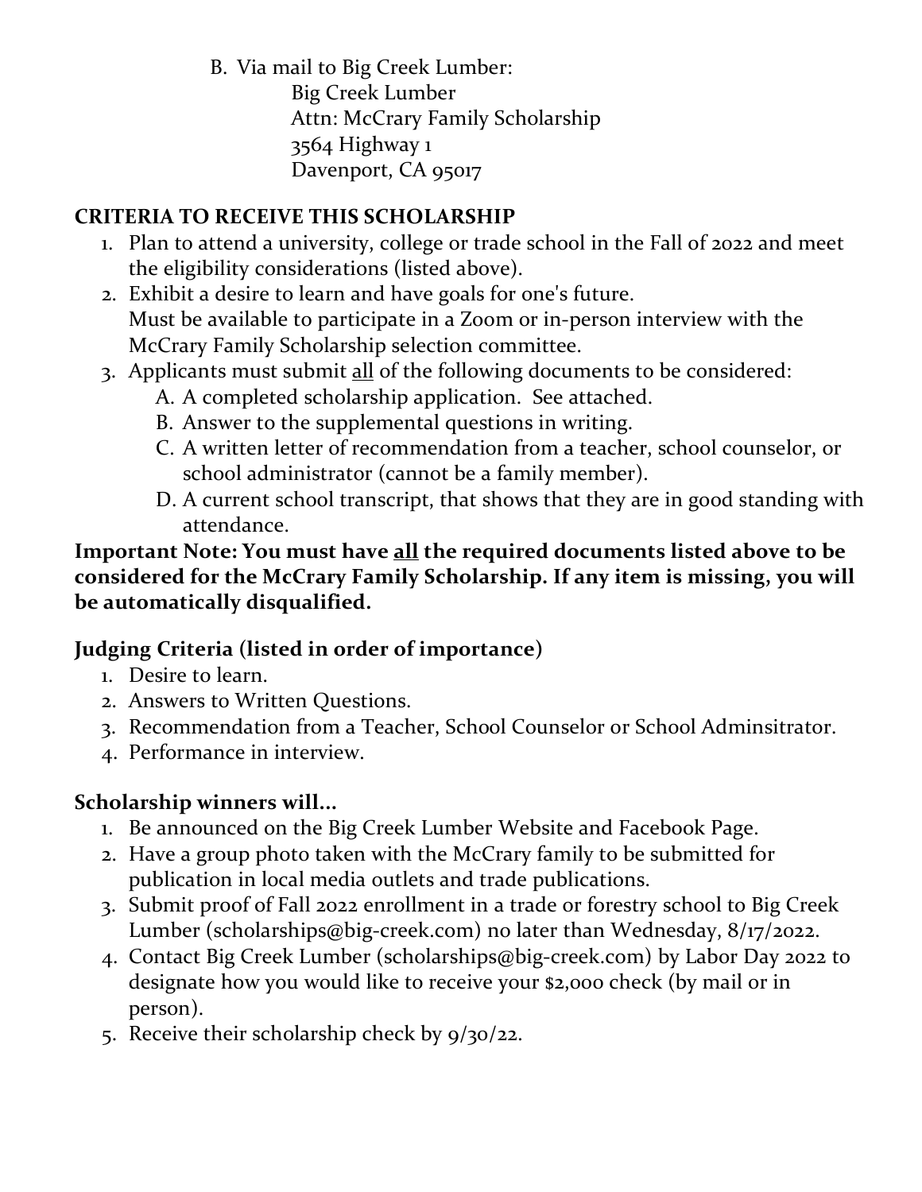B. Via mail to Big Creek Lumber:
   Big Creek Lumber
   Attn: McCrary Family Scholarship
   3564 Highway 1
   Davenport, CA 95017

**CRITERIA TO RECEIVE THIS SCHOLARSHIP**

1. Plan to attend a university, college or trade school in the Fall of 2022 and meet the eligibility considerations (listed above).
2. Exhibit a desire to learn and have goals for one's future.
   Must be available to participate in a Zoom or in-person interview with the McCrary Family Scholarship selection committee.
3. Applicants must submit <u>all</u> of the following documents to be considered:
   A. A completed scholarship application. See attached.
   B. Answer to the supplemental questions in writing.
   C. A written letter of recommendation from a teacher, school counselor, or school administrator (cannot be a family member).
   D. A current school transcript, that shows that they are in good standing with attendance.

**Important Note: You must have <u>all</u> the required documents listed above to be considered for the McCrary Family Scholarship. If any item is missing, you will be automatically disqualified.**

**Judging Criteria (listed in order of importance)**

1. Desire to learn.
2. Answers to Written Questions.
3. Recommendation from a Teacher, School Counselor or School Adminsitrator.
4. Performance in interview.

**Scholarship winners will...**

1. Be announced on the Big Creek Lumber Website and Facebook Page.
2. Have a group photo taken with the McCrary family to be submitted for publication in local media outlets and trade publications.
3. Submit proof of Fall 2022 enrollment in a trade or forestry school to Big Creek Lumber (scholarships@big-creek.com) no later than Wednesday, 8/17/2022.
4. Contact Big Creek Lumber (scholarships@big-creek.com) by Labor Day 2022 to designate how you would like to receive your $2,000 check (by mail or in person).
5. Receive their scholarship check by 9/30/22.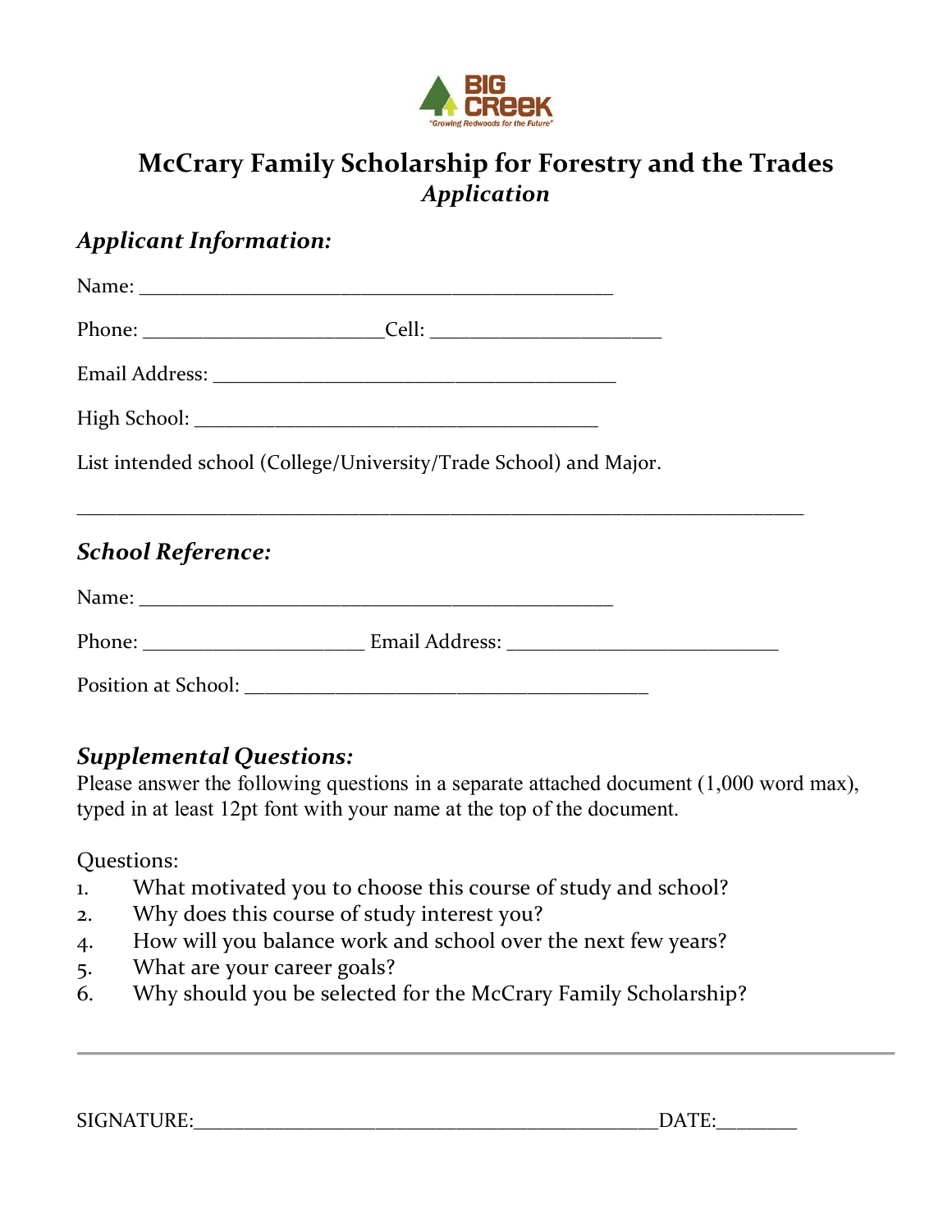BIG CREEK

"Growing Redwoods for the Future"

# McCrary Family Scholarship for Forestry and the Trades

*Application*

## *Applicant Information:*

Name: ___________________________________________

Phone: ______________________Cell: _____________________

Email Address: _____________________________________

High School: _____________________________________

List intended school (College/University/Trade School) and Major.

___________________________________________________________________

## *School Reference:*

Name: ___________________________________________

Phone: ____________________ Email Address: _________________________

Position at School: _____________________________________

## *Supplemental Questions:*

Please answer the following questions in a separate attached document (1,000 word max), typed in at least 12pt font with your name at the top of the document.

Questions:

1. What motivated you to choose this course of study and school?
2. Why does this course of study interest you?
4. How will you balance work and school over the next few years?
5. What are your career goals?
6. Why should you be selected for the McCrary Family Scholarship?

---

SIGNATURE:___________________________________________DATE:________